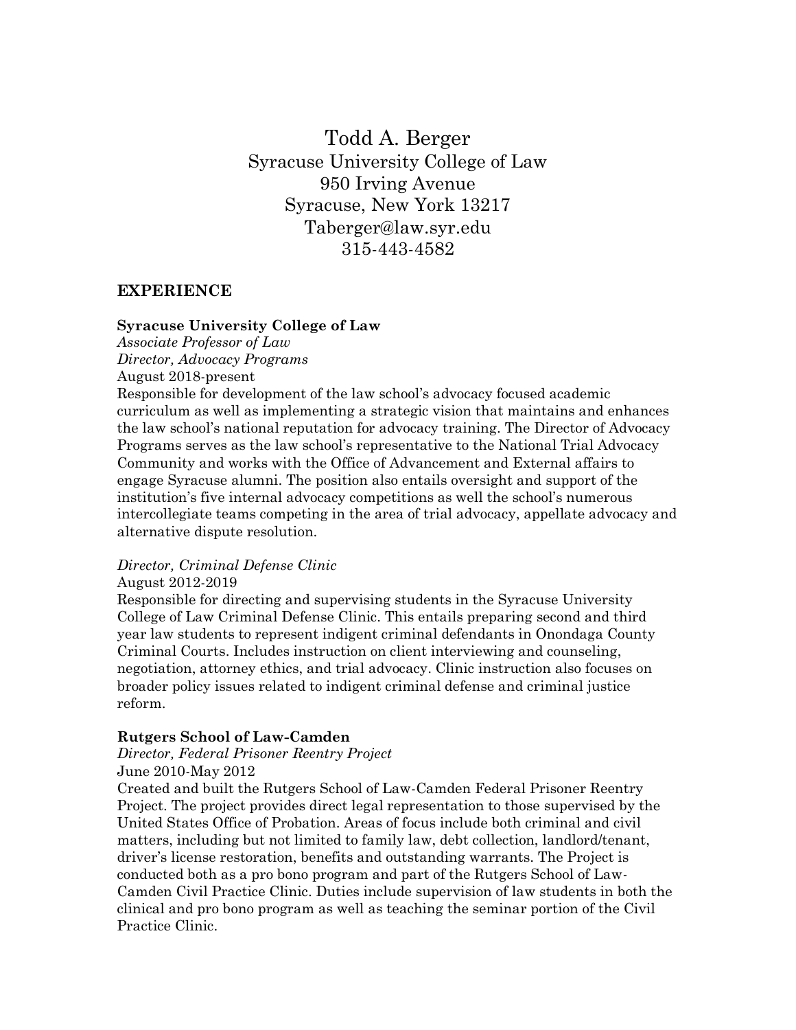# Todd A. Berger

Syracuse University College of Law
950 Irving Avenue
Syracuse, New York 13217
Taberger@law.syr.edu
315-443-4582

## EXPERIENCE

**Syracuse University College of Law**
*Associate Professor of Law*
*Director, Advocacy Programs*
August 2018-present
Responsible for development of the law school's advocacy focused academic curriculum as well as implementing a strategic vision that maintains and enhances the law school's national reputation for advocacy training. The Director of Advocacy Programs serves as the law school's representative to the National Trial Advocacy Community and works with the Office of Advancement and External affairs to engage Syracuse alumni. The position also entails oversight and support of the institution's five internal advocacy competitions as well the school's numerous intercollegiate teams competing in the area of trial advocacy, appellate advocacy and alternative dispute resolution.

*Director, Criminal Defense Clinic*
August 2012-2019
Responsible for directing and supervising students in the Syracuse University College of Law Criminal Defense Clinic. This entails preparing second and third year law students to represent indigent criminal defendants in Onondaga County Criminal Courts. Includes instruction on client interviewing and counseling, negotiation, attorney ethics, and trial advocacy. Clinic instruction also focuses on broader policy issues related to indigent criminal defense and criminal justice reform.

**Rutgers School of Law-Camden**
*Director, Federal Prisoner Reentry Project*
June 2010-May 2012
Created and built the Rutgers School of Law-Camden Federal Prisoner Reentry Project. The project provides direct legal representation to those supervised by the United States Office of Probation. Areas of focus include both criminal and civil matters, including but not limited to family law, debt collection, landlord/tenant, driver's license restoration, benefits and outstanding warrants. The Project is conducted both as a pro bono program and part of the Rutgers School of Law-Camden Civil Practice Clinic. Duties include supervision of law students in both the clinical and pro bono program as well as teaching the seminar portion of the Civil Practice Clinic.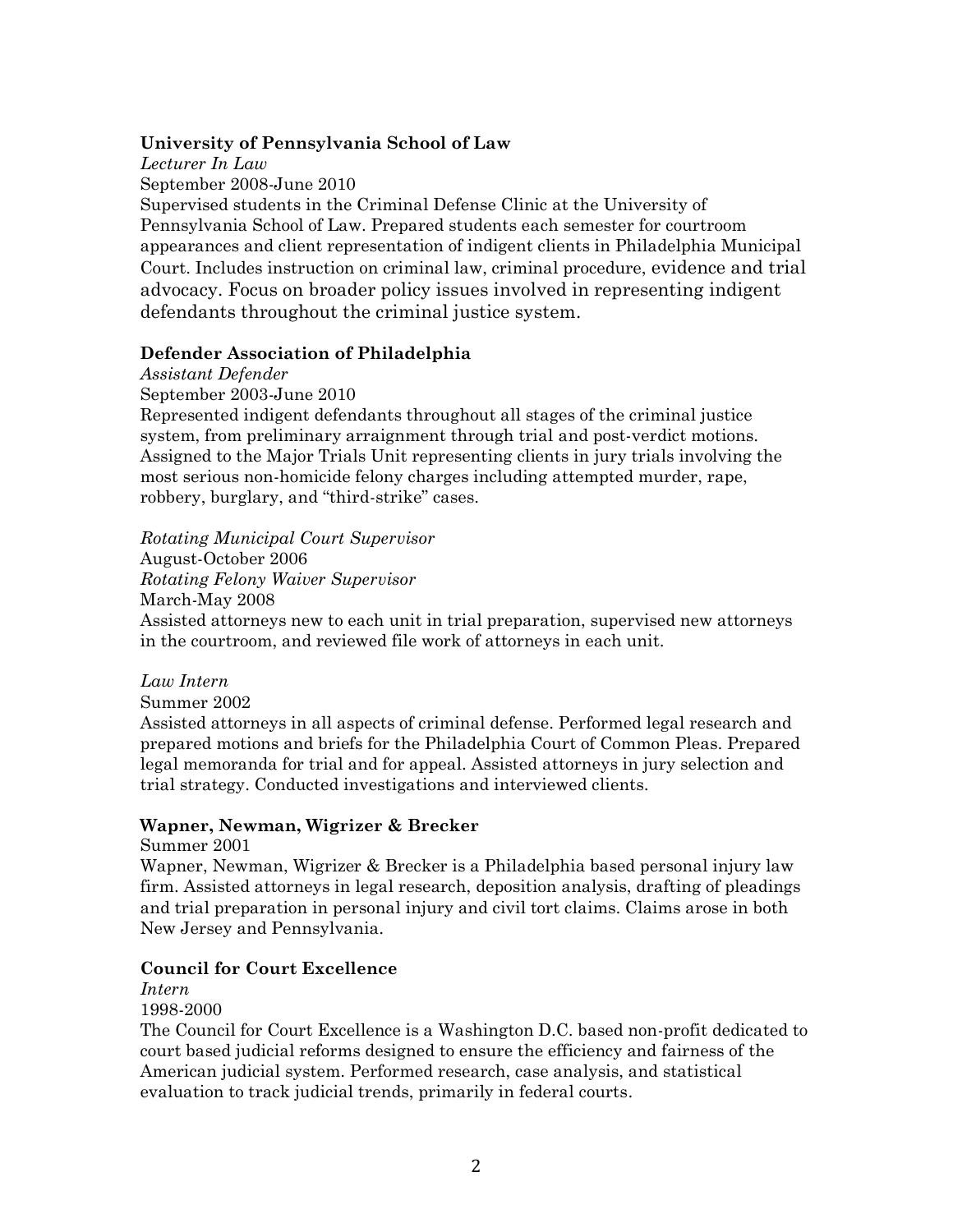**University of Pennsylvania School of Law**

*Lecturer In Law*

September 2008-June 2010

Supervised students in the Criminal Defense Clinic at the University of Pennsylvania School of Law. Prepared students each semester for courtroom appearances and client representation of indigent clients in Philadelphia Municipal Court. Includes instruction on criminal law, criminal procedure, evidence and trial advocacy. Focus on broader policy issues involved in representing indigent defendants throughout the criminal justice system.

**Defender Association of Philadelphia**

*Assistant Defender*

September 2003-June 2010

Represented indigent defendants throughout all stages of the criminal justice system, from preliminary arraignment through trial and post-verdict motions. Assigned to the Major Trials Unit representing clients in jury trials involving the most serious non-homicide felony charges including attempted murder, rape, robbery, burglary, and "third-strike" cases.

*Rotating Municipal Court Supervisor*

August-October 2006

*Rotating Felony Waiver Supervisor*

March-May 2008

Assisted attorneys new to each unit in trial preparation, supervised new attorneys in the courtroom, and reviewed file work of attorneys in each unit.

*Law Intern*

Summer 2002

Assisted attorneys in all aspects of criminal defense. Performed legal research and prepared motions and briefs for the Philadelphia Court of Common Pleas. Prepared legal memoranda for trial and for appeal. Assisted attorneys in jury selection and trial strategy. Conducted investigations and interviewed clients.

**Wapner, Newman, Wigrizer & Brecker**

Summer 2001

Wapner, Newman, Wigrizer & Brecker is a Philadelphia based personal injury law firm. Assisted attorneys in legal research, deposition analysis, drafting of pleadings and trial preparation in personal injury and civil tort claims. Claims arose in both New Jersey and Pennsylvania.

**Council for Court Excellence**

*Intern*

1998-2000

The Council for Court Excellence is a Washington D.C. based non-profit dedicated to court based judicial reforms designed to ensure the efficiency and fairness of the American judicial system. Performed research, case analysis, and statistical evaluation to track judicial trends, primarily in federal courts.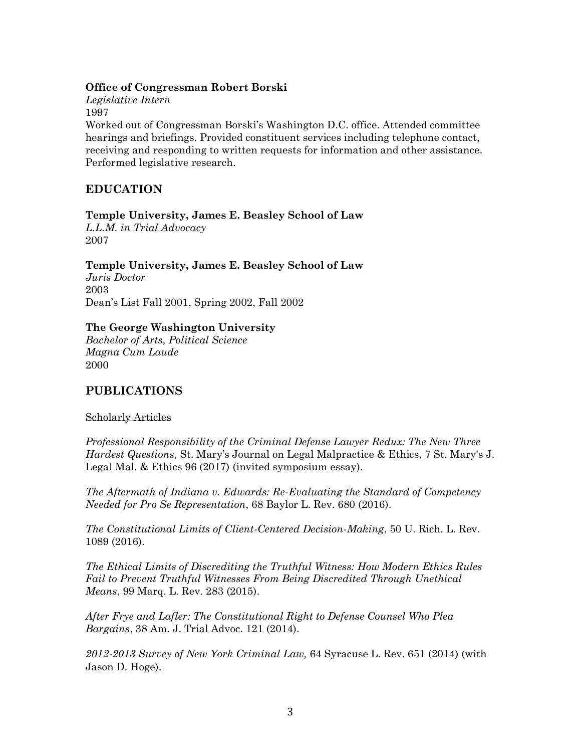**Office of Congressman Robert Borski**
*Legislative Intern*
1997
Worked out of Congressman Borski's Washington D.C. office. Attended committee hearings and briefings. Provided constituent services including telephone contact, receiving and responding to written requests for information and other assistance. Performed legislative research.

## EDUCATION

**Temple University, James E. Beasley School of Law**
*L.L.M. in Trial Advocacy*
2007

**Temple University, James E. Beasley School of Law**
*Juris Doctor*
2003
Dean's List Fall 2001, Spring 2002, Fall 2002

**The George Washington University**
*Bachelor of Arts, Political Science*
*Magna Cum Laude*
2000

## PUBLICATIONS

<u>Scholarly Articles</u>

*Professional Responsibility of the Criminal Defense Lawyer Redux: The New Three Hardest Questions,* St. Mary's Journal on Legal Malpractice & Ethics, 7 St. Mary's J. Legal Mal. & Ethics 96 (2017) (invited symposium essay).

*The Aftermath of Indiana v. Edwards: Re-Evaluating the Standard of Competency Needed for Pro Se Representation*, 68 Baylor L. Rev. 680 (2016).

*The Constitutional Limits of Client-Centered Decision-Making*, 50 U. Rich. L. Rev. 1089 (2016).

*The Ethical Limits of Discrediting the Truthful Witness: How Modern Ethics Rules Fail to Prevent Truthful Witnesses From Being Discredited Through Unethical Means*, 99 Marq. L. Rev. 283 (2015).

*After Frye and Lafler: The Constitutional Right to Defense Counsel Who Plea Bargains*, 38 Am. J. Trial Advoc. 121 (2014).

*2012-2013 Survey of New York Criminal Law,* 64 Syracuse L. Rev. 651 (2014) (with Jason D. Hoge).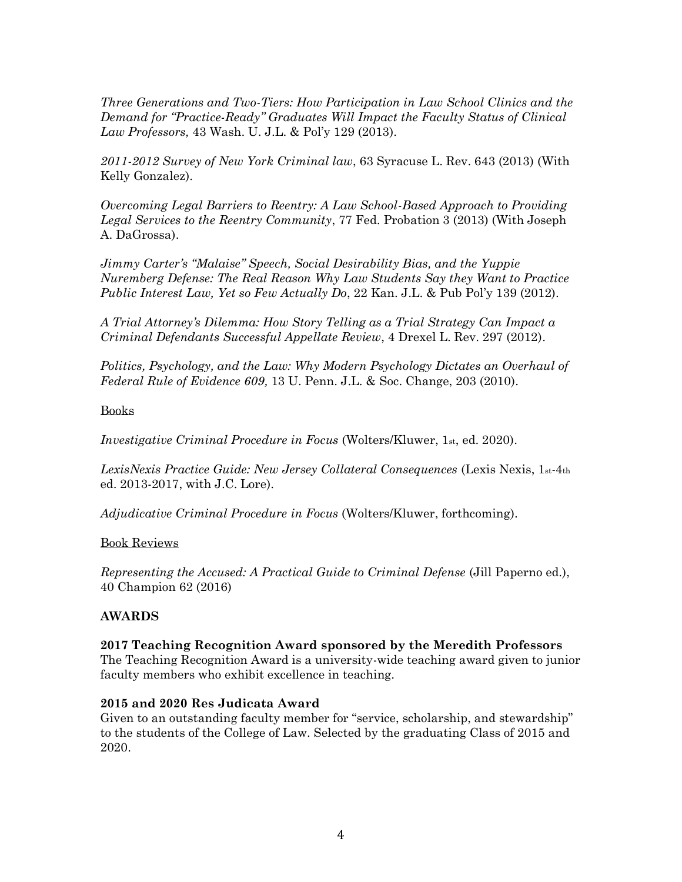*Three Generations and Two-Tiers: How Participation in Law School Clinics and the Demand for "Practice-Ready" Graduates Will Impact the Faculty Status of Clinical Law Professors,* 43 Wash. U. J.L. & Pol'y 129 (2013).

*2011-2012 Survey of New York Criminal law*, 63 Syracuse L. Rev. 643 (2013) (With Kelly Gonzalez).

*Overcoming Legal Barriers to Reentry: A Law School-Based Approach to Providing Legal Services to the Reentry Community*, 77 Fed. Probation 3 (2013) (With Joseph A. DaGrossa).

*Jimmy Carter's "Malaise" Speech, Social Desirability Bias, and the Yuppie Nuremberg Defense: The Real Reason Why Law Students Say they Want to Practice Public Interest Law, Yet so Few Actually Do*, 22 Kan. J.L. & Pub Pol'y 139 (2012).

*A Trial Attorney's Dilemma: How Story Telling as a Trial Strategy Can Impact a Criminal Defendants Successful Appellate Review*, 4 Drexel L. Rev. 297 (2012).

*Politics, Psychology, and the Law: Why Modern Psychology Dictates an Overhaul of Federal Rule of Evidence 609,* 13 U. Penn. J.L. & Soc. Change, 203 (2010).

<u>Books</u>

*Investigative Criminal Procedure in Focus* (Wolters/Kluwer, 1st, ed. 2020).

*LexisNexis Practice Guide: New Jersey Collateral Consequences* (Lexis Nexis, 1st-4th ed. 2013-2017, with J.C. Lore).

*Adjudicative Criminal Procedure in Focus* (Wolters/Kluwer, forthcoming).

<u>Book Reviews</u>

*Representing the Accused: A Practical Guide to Criminal Defense* (Jill Paperno ed.), 40 Champion 62 (2016)

## AWARDS

**2017 Teaching Recognition Award sponsored by the Meredith Professors**
The Teaching Recognition Award is a university-wide teaching award given to junior faculty members who exhibit excellence in teaching.

**2015 and 2020 Res Judicata Award**
Given to an outstanding faculty member for "service, scholarship, and stewardship" to the students of the College of Law. Selected by the graduating Class of 2015 and 2020.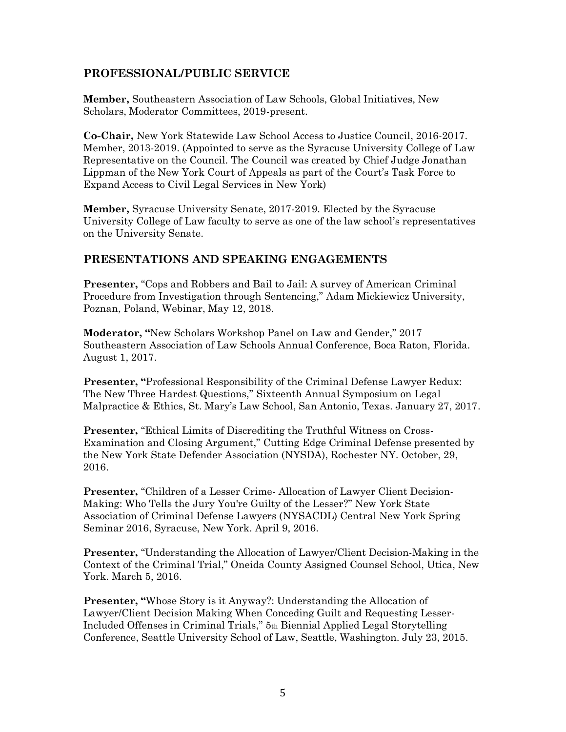## PROFESSIONAL/PUBLIC SERVICE

**Member,** Southeastern Association of Law Schools, Global Initiatives, New Scholars, Moderator Committees, 2019-present.

**Co-Chair,** New York Statewide Law School Access to Justice Council, 2016-2017. Member, 2013-2019. (Appointed to serve as the Syracuse University College of Law Representative on the Council. The Council was created by Chief Judge Jonathan Lippman of the New York Court of Appeals as part of the Court's Task Force to Expand Access to Civil Legal Services in New York)

**Member,** Syracuse University Senate, 2017-2019. Elected by the Syracuse University College of Law faculty to serve as one of the law school's representatives on the University Senate.

## PRESENTATIONS AND SPEAKING ENGAGEMENTS

**Presenter,** "Cops and Robbers and Bail to Jail: A survey of American Criminal Procedure from Investigation through Sentencing," Adam Mickiewicz University, Poznan, Poland, Webinar, May 12, 2018.

**Moderator, "**New Scholars Workshop Panel on Law and Gender," 2017 Southeastern Association of Law Schools Annual Conference, Boca Raton, Florida. August 1, 2017.

**Presenter, "**Professional Responsibility of the Criminal Defense Lawyer Redux: The New Three Hardest Questions," Sixteenth Annual Symposium on Legal Malpractice & Ethics, St. Mary's Law School, San Antonio, Texas. January 27, 2017.

**Presenter,** "Ethical Limits of Discrediting the Truthful Witness on Cross-Examination and Closing Argument," Cutting Edge Criminal Defense presented by the New York State Defender Association (NYSDA), Rochester NY. October, 29, 2016.

**Presenter,** "Children of a Lesser Crime- Allocation of Lawyer Client Decision-Making: Who Tells the Jury You're Guilty of the Lesser?" New York State Association of Criminal Defense Lawyers (NYSACDL) Central New York Spring Seminar 2016, Syracuse, New York. April 9, 2016.

**Presenter,** "Understanding the Allocation of Lawyer/Client Decision-Making in the Context of the Criminal Trial," Oneida County Assigned Counsel School, Utica, New York. March 5, 2016.

**Presenter, "**Whose Story is it Anyway?: Understanding the Allocation of Lawyer/Client Decision Making When Conceding Guilt and Requesting Lesser-Included Offenses in Criminal Trials," 5th Biennial Applied Legal Storytelling Conference, Seattle University School of Law, Seattle, Washington. July 23, 2015.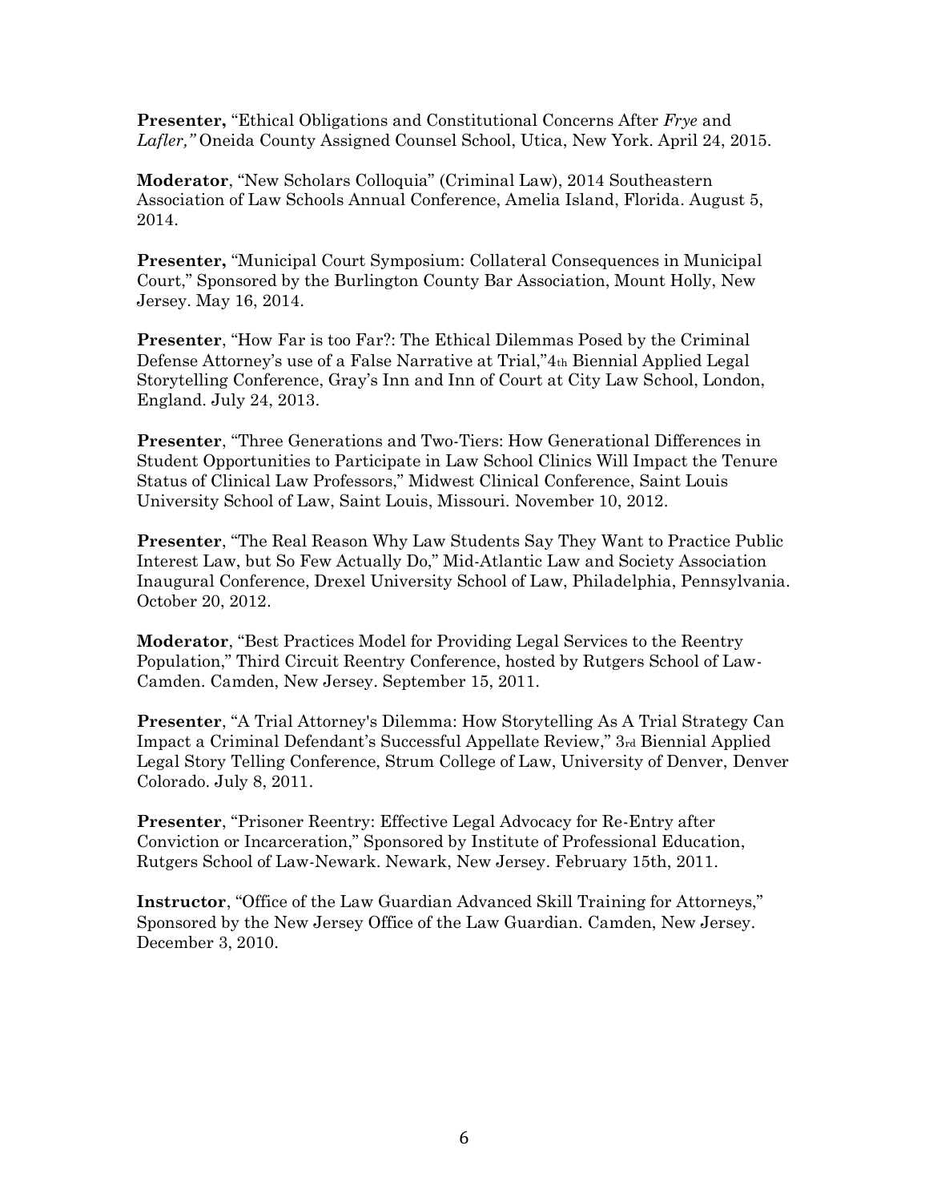**Presenter,** "Ethical Obligations and Constitutional Concerns After *Frye* and *Lafler,"* Oneida County Assigned Counsel School, Utica, New York. April 24, 2015.

**Moderator**, "New Scholars Colloquia" (Criminal Law), 2014 Southeastern Association of Law Schools Annual Conference, Amelia Island, Florida. August 5, 2014.

**Presenter,** "Municipal Court Symposium: Collateral Consequences in Municipal Court," Sponsored by the Burlington County Bar Association, Mount Holly, New Jersey. May 16, 2014.

**Presenter**, "How Far is too Far?: The Ethical Dilemmas Posed by the Criminal Defense Attorney's use of a False Narrative at Trial,"4th Biennial Applied Legal Storytelling Conference, Gray's Inn and Inn of Court at City Law School, London, England. July 24, 2013.

**Presenter**, "Three Generations and Two-Tiers: How Generational Differences in Student Opportunities to Participate in Law School Clinics Will Impact the Tenure Status of Clinical Law Professors," Midwest Clinical Conference, Saint Louis University School of Law, Saint Louis, Missouri. November 10, 2012.

**Presenter**, "The Real Reason Why Law Students Say They Want to Practice Public Interest Law, but So Few Actually Do," Mid-Atlantic Law and Society Association Inaugural Conference, Drexel University School of Law, Philadelphia, Pennsylvania. October 20, 2012.

**Moderator**, "Best Practices Model for Providing Legal Services to the Reentry Population," Third Circuit Reentry Conference, hosted by Rutgers School of Law-Camden. Camden, New Jersey. September 15, 2011.

**Presenter**, "A Trial Attorney's Dilemma: How Storytelling As A Trial Strategy Can Impact a Criminal Defendant's Successful Appellate Review," 3rd Biennial Applied Legal Story Telling Conference, Strum College of Law, University of Denver, Denver Colorado. July 8, 2011.

**Presenter**, "Prisoner Reentry: Effective Legal Advocacy for Re-Entry after Conviction or Incarceration," Sponsored by Institute of Professional Education, Rutgers School of Law-Newark. Newark, New Jersey. February 15th, 2011.

**Instructor**, "Office of the Law Guardian Advanced Skill Training for Attorneys," Sponsored by the New Jersey Office of the Law Guardian. Camden, New Jersey. December 3, 2010.